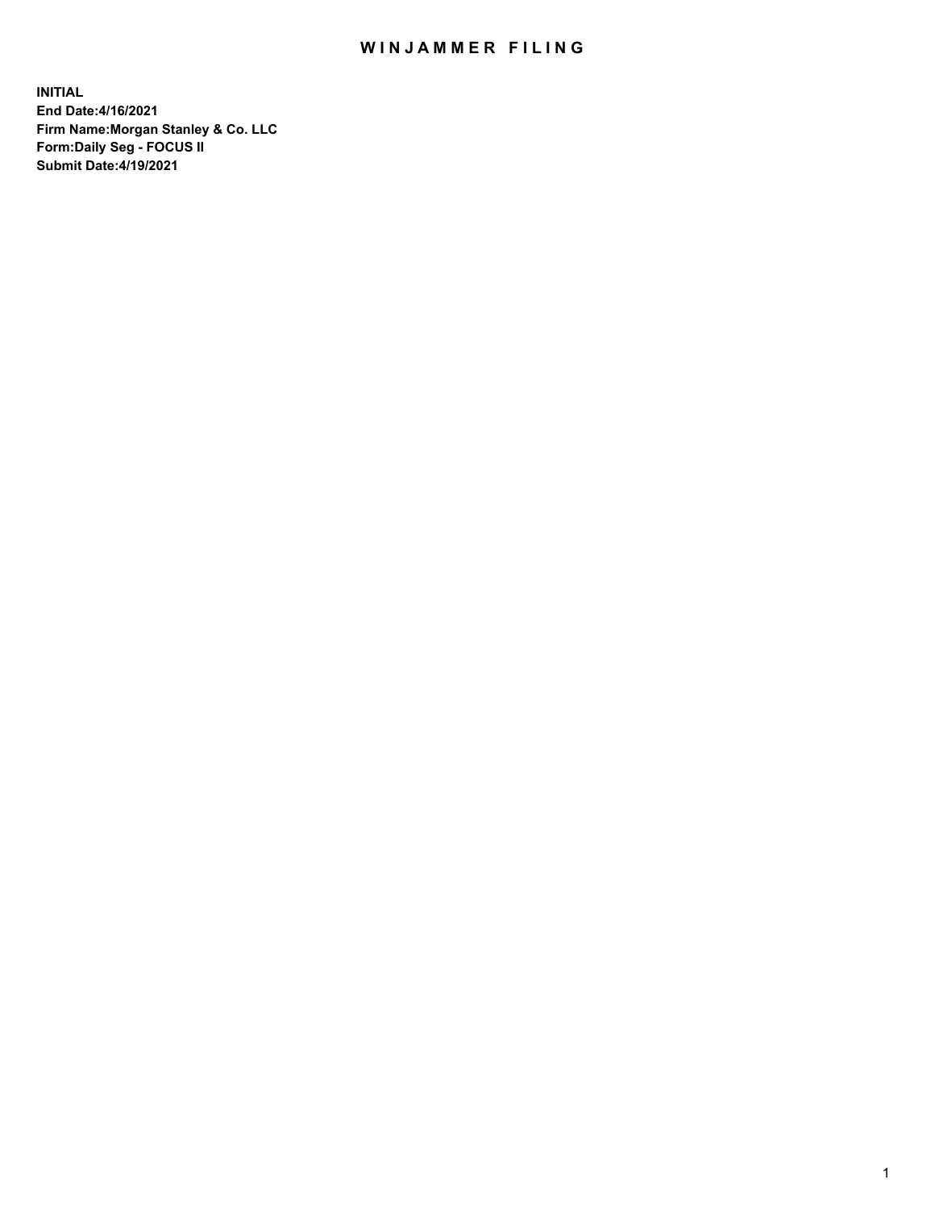# WINJAMMER FILING

**INITIAL**
**End Date:4/16/2021**
**Firm Name:Morgan Stanley & Co. LLC**
**Form:Daily Seg - FOCUS II**
**Submit Date:4/19/2021**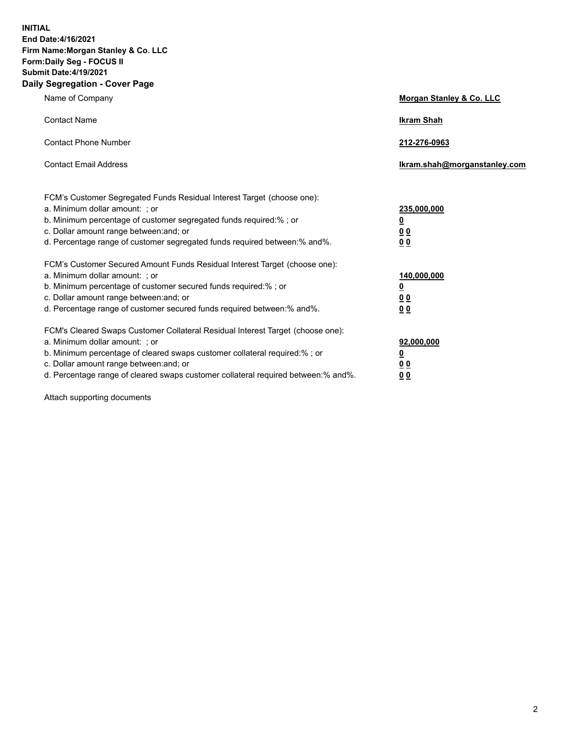**INITIAL**
**End Date:4/16/2021**
**Firm Name:Morgan Stanley & Co. LLC**
**Form:Daily Seg - FOCUS II**
**Submit Date:4/19/2021**

## Daily Segregation - Cover Page

| | |
|---|---|
| Name of Company | **Morgan Stanley & Co. LLC** |
| Contact Name | **Ikram Shah** |
| Contact Phone Number | **212-276-0963** |
| Contact Email Address | **Ikram.shah@morganstanley.com** |

| | |
|---|---|
| FCM's Customer Segregated Funds Residual Interest Target (choose one): | |
| a. Minimum dollar amount: ; or | **235,000,000** |
| b. Minimum percentage of customer segregated funds required:% ; or | **0** |
| c. Dollar amount range between:and; or | **0 0** |
| d. Percentage range of customer segregated funds required between:% and%. | **0 0** |
| FCM's Customer Secured Amount Funds Residual Interest Target (choose one): | |
| a. Minimum dollar amount: ; or | **140,000,000** |
| b. Minimum percentage of customer secured funds required:% ; or | **0** |
| c. Dollar amount range between:and; or | **0 0** |
| d. Percentage range of customer secured funds required between:% and%. | **0 0** |
| FCM's Cleared Swaps Customer Collateral Residual Interest Target (choose one): | |
| a. Minimum dollar amount: ; or | **92,000,000** |
| b. Minimum percentage of cleared swaps customer collateral required:% ; or | **0** |
| c. Dollar amount range between:and; or | **0 0** |
| d. Percentage range of cleared swaps customer collateral required between:% and%. | **0 0** |

Attach supporting documents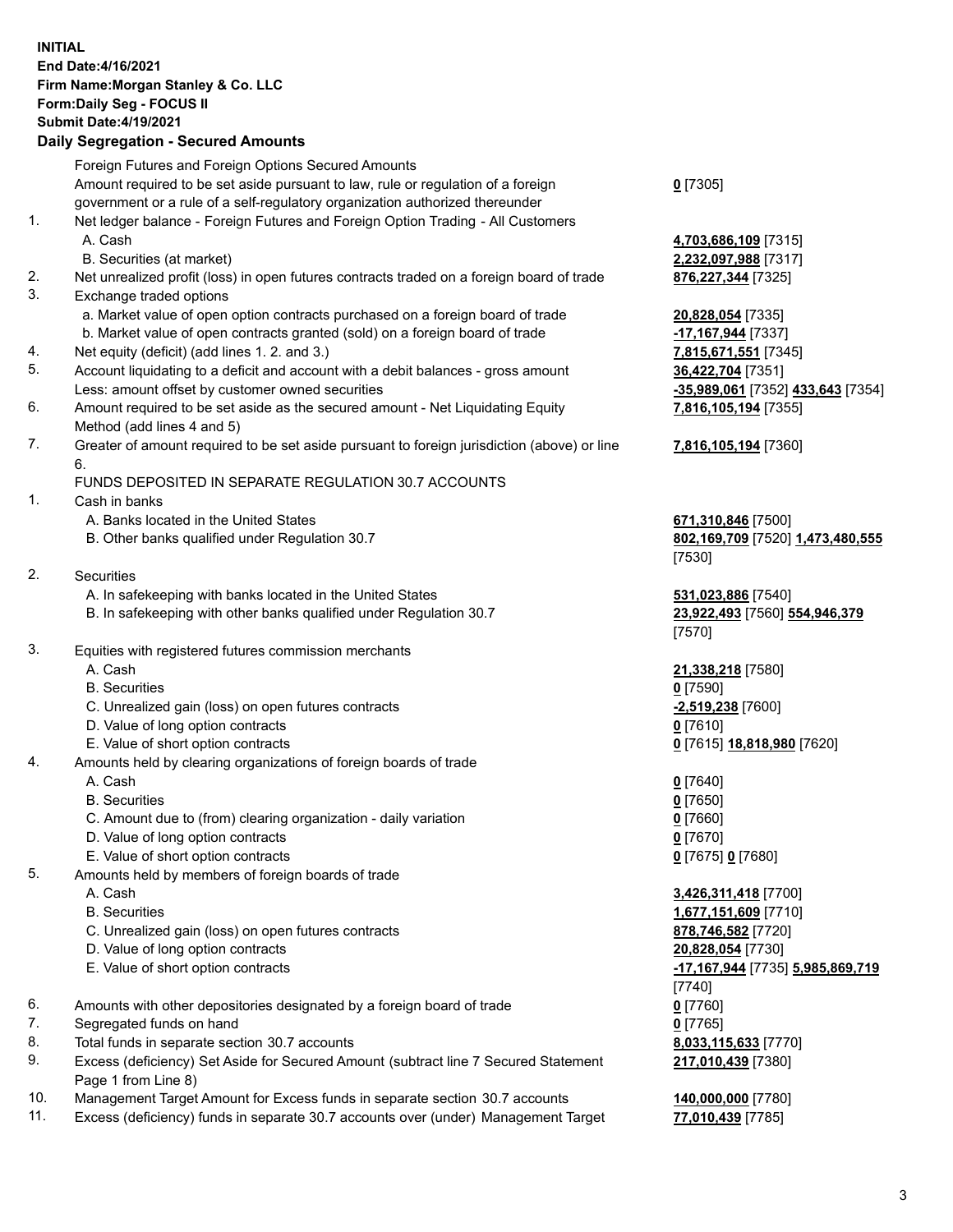**INITIAL**
**End Date:4/16/2021**
**Firm Name:Morgan Stanley & Co. LLC**
**Form:Daily Seg - FOCUS II**
**Submit Date:4/19/2021**

## Daily Segregation - Secured Amounts

| | | |
|---|---|---|
| | Foreign Futures and Foreign Options Secured Amounts | |
| | Amount required to be set aside pursuant to law, rule or regulation of a foreign government or a rule of a self-regulatory organization authorized thereunder | **0** [7305] |
| 1. | Net ledger balance - Foreign Futures and Foreign Option Trading - All Customers | |
| | A. Cash | **4,703,686,109** [7315] |
| | B. Securities (at market) | **2,232,097,988** [7317] |
| 2. | Net unrealized profit (loss) in open futures contracts traded on a foreign board of trade | **876,227,344** [7325] |
| 3. | Exchange traded options | |
| | a. Market value of open option contracts purchased on a foreign board of trade | **20,828,054** [7335] |
| | b. Market value of open contracts granted (sold) on a foreign board of trade | **-17,167,944** [7337] |
| 4. | Net equity (deficit) (add lines 1. 2. and 3.) | **7,815,671,551** [7345] |
| 5. | Account liquidating to a deficit and account with a debit balances - gross amount | **36,422,704** [7351] |
| | Less: amount offset by customer owned securities | **-35,989,061** [7352] **433,643** [7354] |
| 6. | Amount required to be set aside as the secured amount - Net Liquidating Equity Method (add lines 4 and 5) | **7,816,105,194** [7355] |
| 7. | Greater of amount required to be set aside pursuant to foreign jurisdiction (above) or line 6. | **7,816,105,194** [7360] |
| | FUNDS DEPOSITED IN SEPARATE REGULATION 30.7 ACCOUNTS | |
| 1. | Cash in banks | |
| | A. Banks located in the United States | **671,310,846** [7500] |
| | B. Other banks qualified under Regulation 30.7 | **802,169,709** [7520] **1,473,480,555** [7530] |
| 2. | Securities | |
| | A. In safekeeping with banks located in the United States | **531,023,886** [7540] |
| | B. In safekeeping with other banks qualified under Regulation 30.7 | **23,922,493** [7560] **554,946,379** [7570] |
| 3. | Equities with registered futures commission merchants | |
| | A. Cash | **21,338,218** [7580] |
| | B. Securities | **0** [7590] |
| | C. Unrealized gain (loss) on open futures contracts | **-2,519,238** [7600] |
| | D. Value of long option contracts | **0** [7610] |
| | E. Value of short option contracts | **0** [7615] **18,818,980** [7620] |
| 4. | Amounts held by clearing organizations of foreign boards of trade | |
| | A. Cash | **0** [7640] |
| | B. Securities | **0** [7650] |
| | C. Amount due to (from) clearing organization - daily variation | **0** [7660] |
| | D. Value of long option contracts | **0** [7670] |
| | E. Value of short option contracts | **0** [7675] **0** [7680] |
| 5. | Amounts held by members of foreign boards of trade | |
| | A. Cash | **3,426,311,418** [7700] |
| | B. Securities | **1,677,151,609** [7710] |
| | C. Unrealized gain (loss) on open futures contracts | **878,746,582** [7720] |
| | D. Value of long option contracts | **20,828,054** [7730] |
| | E. Value of short option contracts | **-17,167,944** [7735] **5,985,869,719** [7740] |
| 6. | Amounts with other depositories designated by a foreign board of trade | **0** [7760] |
| 7. | Segregated funds on hand | **0** [7765] |
| 8. | Total funds in separate section 30.7 accounts | **8,033,115,633** [7770] |
| 9. | Excess (deficiency) Set Aside for Secured Amount (subtract line 7 Secured Statement Page 1 from Line 8) | **217,010,439** [7380] |
| 10. | Management Target Amount for Excess funds in separate section 30.7 accounts | **140,000,000** [7780] |
| 11. | Excess (deficiency) funds in separate 30.7 accounts over (under) Management Target | **77,010,439** [7785] |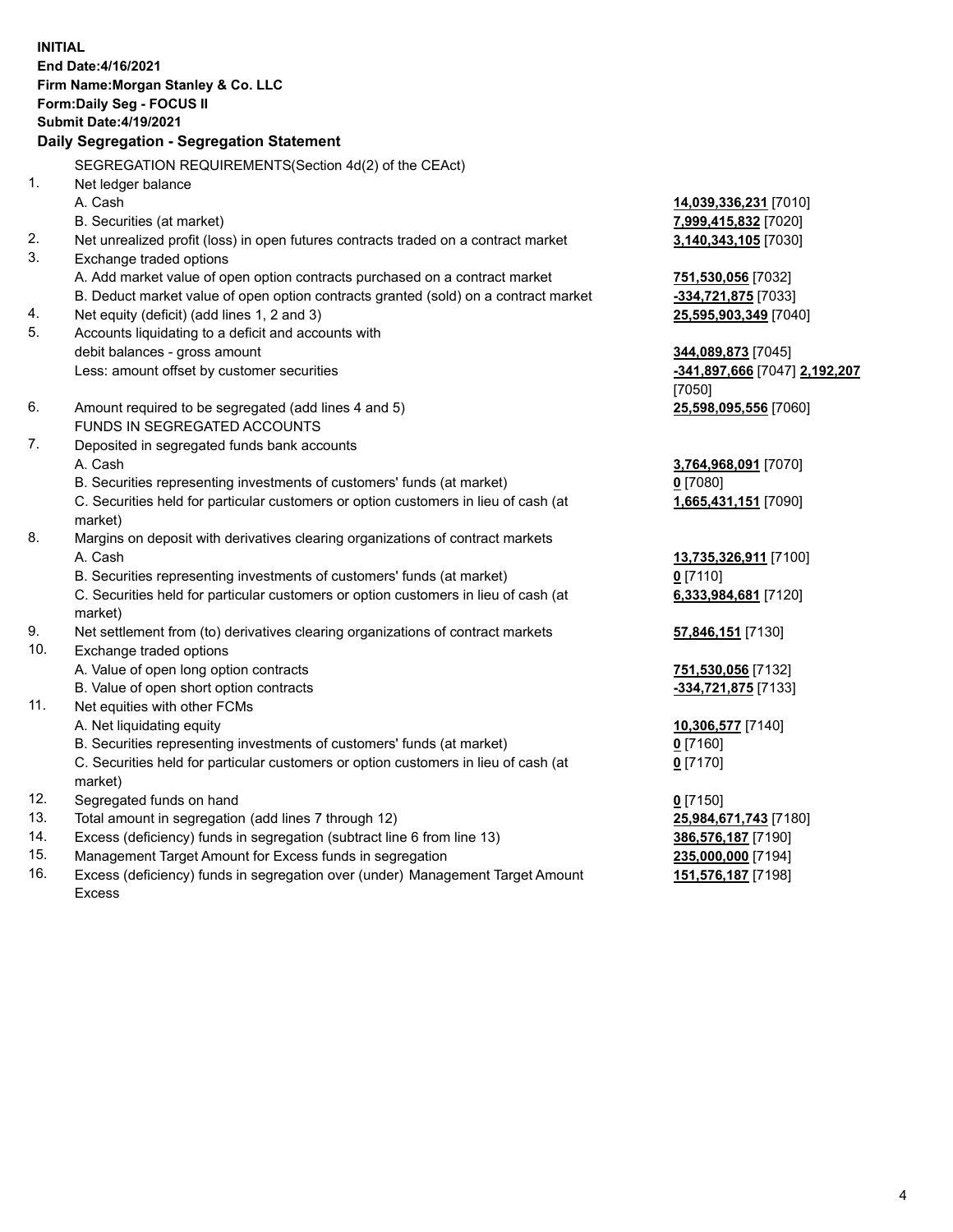**INITIAL**
**End Date:4/16/2021**
**Firm Name:Morgan Stanley & Co. LLC**
**Form:Daily Seg - FOCUS II**
**Submit Date:4/19/2021**

**Daily Segregation - Segregation Statement**

| | | |
|---|---|---|
| | SEGREGATION REQUIREMENTS(Section 4d(2) of the CEAct) | |
| 1. | Net ledger balance | |
| | A. Cash | **14,039,336,231** [7010] |
| | B. Securities (at market) | **7,999,415,832** [7020] |
| 2. | Net unrealized profit (loss) in open futures contracts traded on a contract market | **3,140,343,105** [7030] |
| 3. | Exchange traded options | |
| | A. Add market value of open option contracts purchased on a contract market | **751,530,056** [7032] |
| | B. Deduct market value of open option contracts granted (sold) on a contract market | **-334,721,875** [7033] |
| 4. | Net equity (deficit) (add lines 1, 2 and 3) | **25,595,903,349** [7040] |
| 5. | Accounts liquidating to a deficit and accounts with debit balances - gross amount | **344,089,873** [7045] |
| | Less: amount offset by customer securities | **-341,897,666** [7047] **2,192,207** [7050] |
| 6. | Amount required to be segregated (add lines 4 and 5) | **25,598,095,556** [7060] |
| | FUNDS IN SEGREGATED ACCOUNTS | |
| 7. | Deposited in segregated funds bank accounts | |
| | A. Cash | **3,764,968,091** [7070] |
| | B. Securities representing investments of customers' funds (at market) | **0** [7080] |
| | C. Securities held for particular customers or option customers in lieu of cash (at market) | **1,665,431,151** [7090] |
| 8. | Margins on deposit with derivatives clearing organizations of contract markets | |
| | A. Cash | **13,735,326,911** [7100] |
| | B. Securities representing investments of customers' funds (at market) | **0** [7110] |
| | C. Securities held for particular customers or option customers in lieu of cash (at market) | **6,333,984,681** [7120] |
| 9. | Net settlement from (to) derivatives clearing organizations of contract markets | **57,846,151** [7130] |
| 10. | Exchange traded options | |
| | A. Value of open long option contracts | **751,530,056** [7132] |
| | B. Value of open short option contracts | **-334,721,875** [7133] |
| 11. | Net equities with other FCMs | |
| | A. Net liquidating equity | **10,306,577** [7140] |
| | B. Securities representing investments of customers' funds (at market) | **0** [7160] |
| | C. Securities held for particular customers or option customers in lieu of cash (at market) | **0** [7170] |
| 12. | Segregated funds on hand | **0** [7150] |
| 13. | Total amount in segregation (add lines 7 through 12) | **25,984,671,743** [7180] |
| 14. | Excess (deficiency) funds in segregation (subtract line 6 from line 13) | **386,576,187** [7190] |
| 15. | Management Target Amount for Excess funds in segregation | **235,000,000** [7194] |
| 16. | Excess (deficiency) funds in segregation over (under) Management Target Amount Excess | **151,576,187** [7198] |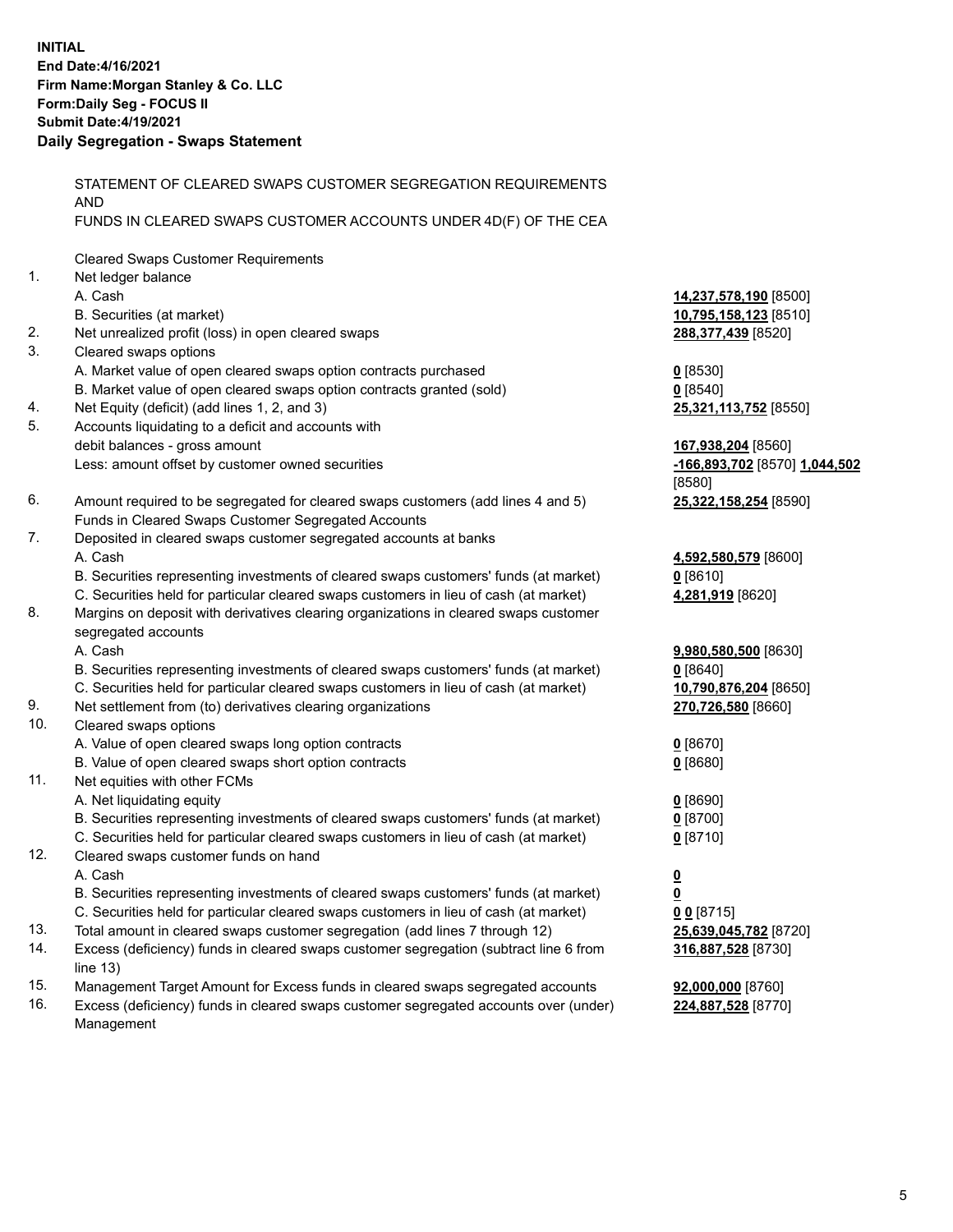**INITIAL**
**End Date:4/16/2021**
**Firm Name:Morgan Stanley & Co. LLC**
**Form:Daily Seg - FOCUS II**
**Submit Date:4/19/2021**
**Daily Segregation - Swaps Statement**

STATEMENT OF CLEARED SWAPS CUSTOMER SEGREGATION REQUIREMENTS AND FUNDS IN CLEARED SWAPS CUSTOMER ACCOUNTS UNDER 4D(F) OF THE CEA

| | | |
|---|---|---|
| | Cleared Swaps Customer Requirements | |
| 1. | Net ledger balance | |
| | A. Cash | **14,237,578,190** [8500] |
| | B. Securities (at market) | **10,795,158,123** [8510] |
| 2. | Net unrealized profit (loss) in open cleared swaps | **288,377,439** [8520] |
| 3. | Cleared swaps options | |
| | A. Market value of open cleared swaps option contracts purchased | **0** [8530] |
| | B. Market value of open cleared swaps option contracts granted (sold) | **0** [8540] |
| 4. | Net Equity (deficit) (add lines 1, 2, and 3) | **25,321,113,752** [8550] |
| 5. | Accounts liquidating to a deficit and accounts with debit balances - gross amount | **167,938,204** [8560] |
| | Less: amount offset by customer owned securities | **-166,893,702** [8570] **1,044,502** [8580] |
| 6. | Amount required to be segregated for cleared swaps customers (add lines 4 and 5) | **25,322,158,254** [8590] |
| | Funds in Cleared Swaps Customer Segregated Accounts | |
| 7. | Deposited in cleared swaps customer segregated accounts at banks | |
| | A. Cash | **4,592,580,579** [8600] |
| | B. Securities representing investments of cleared swaps customers' funds (at market) | **0** [8610] |
| | C. Securities held for particular cleared swaps customers in lieu of cash (at market) | **4,281,919** [8620] |
| 8. | Margins on deposit with derivatives clearing organizations in cleared swaps customer segregated accounts | |
| | A. Cash | **9,980,580,500** [8630] |
| | B. Securities representing investments of cleared swaps customers' funds (at market) | **0** [8640] |
| | C. Securities held for particular cleared swaps customers in lieu of cash (at market) | **10,790,876,204** [8650] |
| 9. | Net settlement from (to) derivatives clearing organizations | **270,726,580** [8660] |
| 10. | Cleared swaps options | |
| | A. Value of open cleared swaps long option contracts | **0** [8670] |
| | B. Value of open cleared swaps short option contracts | **0** [8680] |
| 11. | Net equities with other FCMs | |
| | A. Net liquidating equity | **0** [8690] |
| | B. Securities representing investments of cleared swaps customers' funds (at market) | **0** [8700] |
| | C. Securities held for particular cleared swaps customers in lieu of cash (at market) | **0** [8710] |
| 12. | Cleared swaps customer funds on hand | |
| | A. Cash | **0** |
| | B. Securities representing investments of cleared swaps customers' funds (at market) | **0** |
| | C. Securities held for particular cleared swaps customers in lieu of cash (at market) | **0** **0** [8715] |
| 13. | Total amount in cleared swaps customer segregation (add lines 7 through 12) | **25,639,045,782** [8720] |
| 14. | Excess (deficiency) funds in cleared swaps customer segregation (subtract line 6 from line 13) | **316,887,528** [8730] |
| 15. | Management Target Amount for Excess funds in cleared swaps segregated accounts | **92,000,000** [8760] |
| 16. | Excess (deficiency) funds in cleared swaps customer segregated accounts over (under) Management | **224,887,528** [8770] |